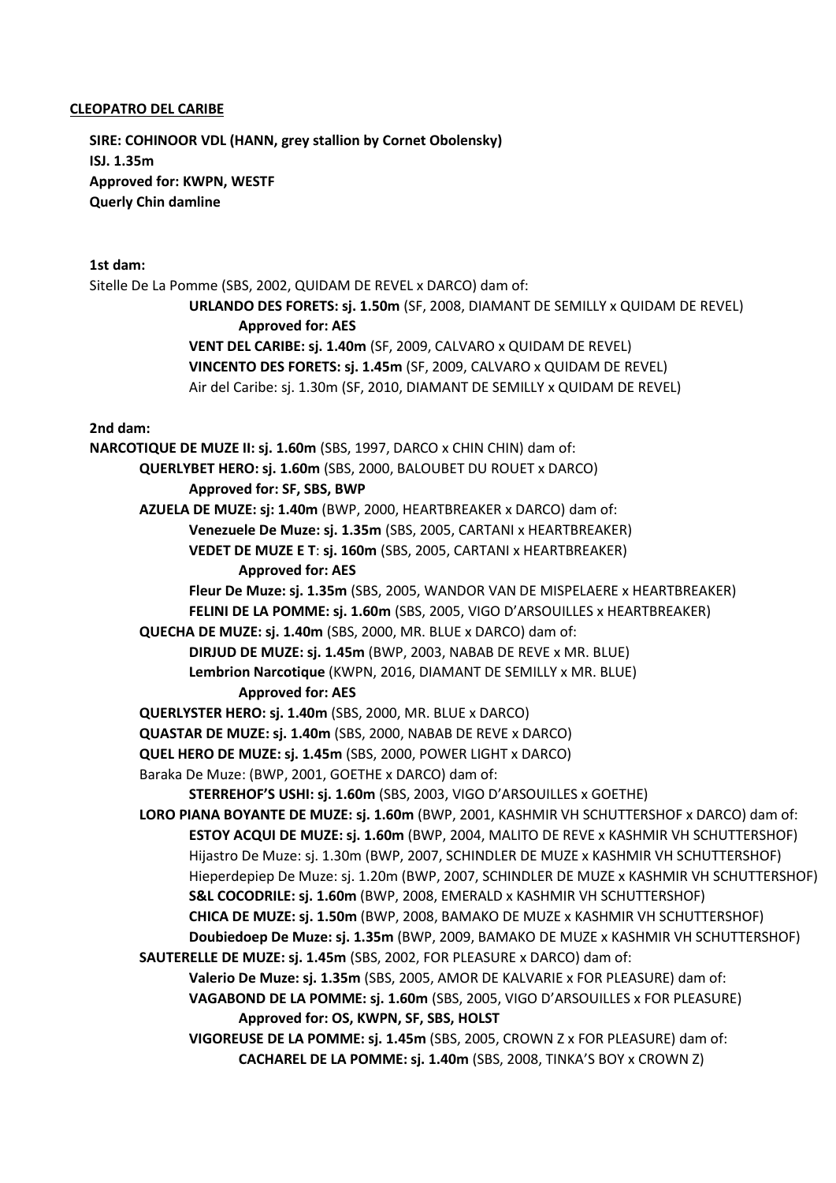**<u>CLEOPATRO DEL CARIBE</u>**

**SIRE: COHINOOR VDL (HANN, grey stallion by Cornet Obolensky)**
**ISJ. 1.35m**
**Approved for: KWPN, WESTF**
**Querly Chin damline**

**1st dam:**

Sitelle De La Pomme (SBS, 2002, QUIDAM DE REVEL x DARCO) dam of:

- **URLANDO DES FORETS: sj. 1.50m** (SF, 2008, DIAMANT DE SEMILLY x QUIDAM DE REVEL)
  - **Approved for: AES**
- **VENT DEL CARIBE: sj. 1.40m** (SF, 2009, CALVARO x QUIDAM DE REVEL)
- **VINCENTO DES FORETS: sj. 1.45m** (SF, 2009, CALVARO x QUIDAM DE REVEL)
- Air del Caribe: sj. 1.30m (SF, 2010, DIAMANT DE SEMILLY x QUIDAM DE REVEL)

**2nd dam:**

**NARCOTIQUE DE MUZE II: sj. 1.60m** (SBS, 1997, DARCO x CHIN CHIN) dam of:

- **QUERLYBET HERO: sj. 1.60m** (SBS, 2000, BALOUBET DU ROUET x DARCO)
  - **Approved for: SF, SBS, BWP**
- **AZUELA DE MUZE: sj: 1.40m** (BWP, 2000, HEARTBREAKER x DARCO) dam of:
  - **Venezuele De Muze: sj. 1.35m** (SBS, 2005, CARTANI x HEARTBREAKER)
  - **VEDET DE MUZE E T**: **sj. 160m** (SBS, 2005, CARTANI x HEARTBREAKER)
    - **Approved for: AES**
  - **Fleur De Muze: sj. 1.35m** (SBS, 2005, WANDOR VAN DE MISPELAERE x HEARTBREAKER)
  - **FELINI DE LA POMME: sj. 1.60m** (SBS, 2005, VIGO D'ARSOUILLES x HEARTBREAKER)
- **QUECHA DE MUZE: sj. 1.40m** (SBS, 2000, MR. BLUE x DARCO) dam of:
  - **DIRJUD DE MUZE: sj. 1.45m** (BWP, 2003, NABAB DE REVE x MR. BLUE)
  - **Lembrion Narcotique** (KWPN, 2016, DIAMANT DE SEMILLY x MR. BLUE)
    - **Approved for: AES**
- **QUERLYSTER HERO: sj. 1.40m** (SBS, 2000, MR. BLUE x DARCO)
- **QUASTAR DE MUZE: sj. 1.40m** (SBS, 2000, NABAB DE REVE x DARCO)
- **QUEL HERO DE MUZE: sj. 1.45m** (SBS, 2000, POWER LIGHT x DARCO)
- Baraka De Muze: (BWP, 2001, GOETHE x DARCO) dam of:
  - **STERREHOF'S USHI: sj. 1.60m** (SBS, 2003, VIGO D'ARSOUILLES x GOETHE)
- **LORO PIANA BOYANTE DE MUZE: sj. 1.60m** (BWP, 2001, KASHMIR VH SCHUTTERSHOF x DARCO) dam of:
  - **ESTOY ACQUI DE MUZE: sj. 1.60m** (BWP, 2004, MALITO DE REVE x KASHMIR VH SCHUTTERSHOF)
  - Hijastro De Muze: sj. 1.30m (BWP, 2007, SCHINDLER DE MUZE x KASHMIR VH SCHUTTERSHOF)
  - Hieperdepiep De Muze: sj. 1.20m (BWP, 2007, SCHINDLER DE MUZE x KASHMIR VH SCHUTTERSHOF)
  - **S&L COCODRILE: sj. 1.60m** (BWP, 2008, EMERALD x KASHMIR VH SCHUTTERSHOF)
  - **CHICA DE MUZE: sj. 1.50m** (BWP, 2008, BAMAKO DE MUZE x KASHMIR VH SCHUTTERSHOF)
  - **Doubiedoep De Muze: sj. 1.35m** (BWP, 2009, BAMAKO DE MUZE x KASHMIR VH SCHUTTERSHOF)
- **SAUTERELLE DE MUZE: sj. 1.45m** (SBS, 2002, FOR PLEASURE x DARCO) dam of:
  - **Valerio De Muze: sj. 1.35m** (SBS, 2005, AMOR DE KALVARIE x FOR PLEASURE) dam of:
  - **VAGABOND DE LA POMME: sj. 1.60m** (SBS, 2005, VIGO D'ARSOUILLES x FOR PLEASURE)
    - **Approved for: OS, KWPN, SF, SBS, HOLST**
  - **VIGOREUSE DE LA POMME: sj. 1.45m** (SBS, 2005, CROWN Z x FOR PLEASURE) dam of:
    - **CACHAREL DE LA POMME: sj. 1.40m** (SBS, 2008, TINKA'S BOY x CROWN Z)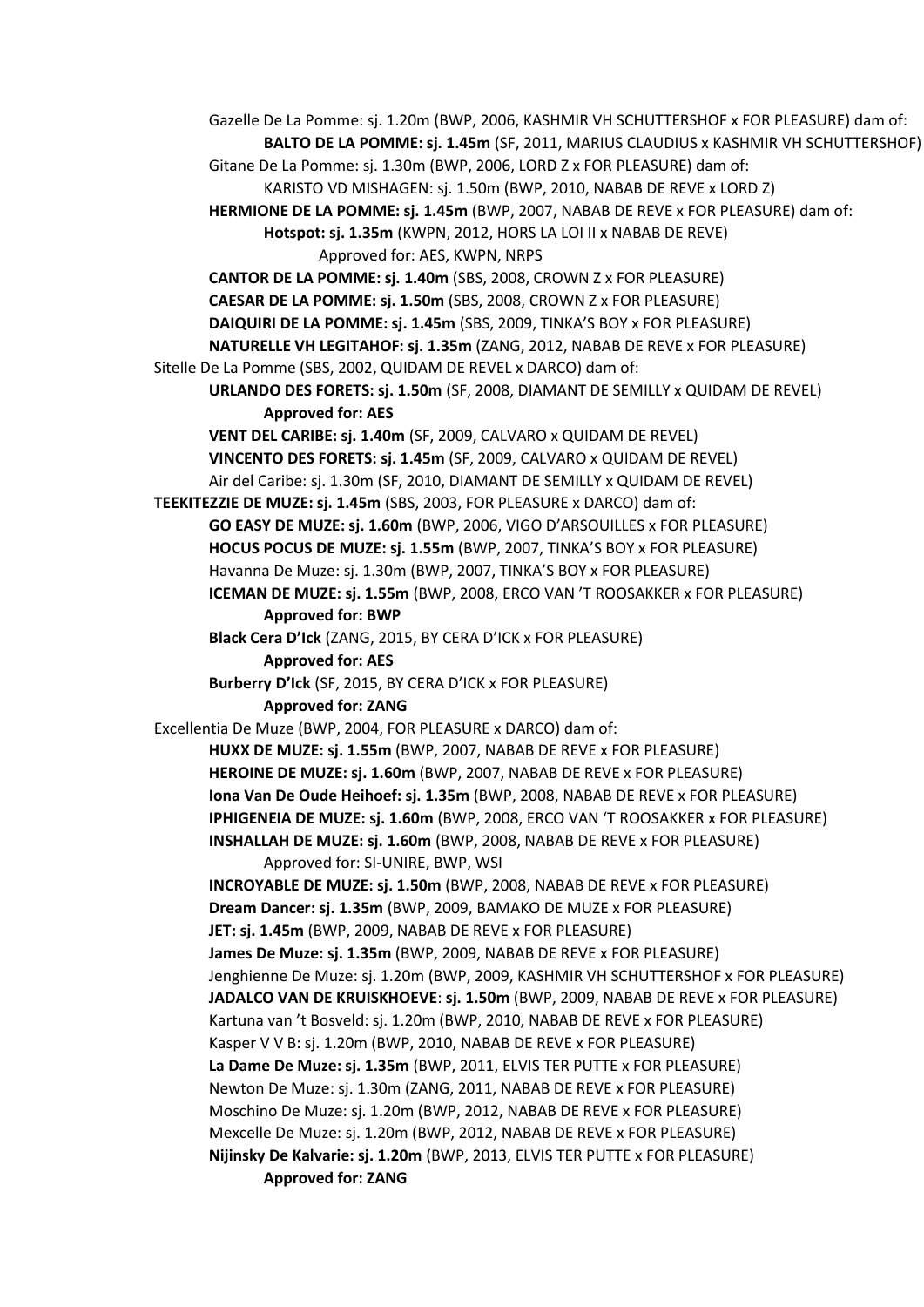Gazelle De La Pomme: sj. 1.20m (BWP, 2006, KASHMIR VH SCHUTTERSHOF x FOR PLEASURE) dam of:

- **BALTO DE LA POMME: sj. 1.45m** (SF, 2011, MARIUS CLAUDIUS x KASHMIR VH SCHUTTERSHOF)

Gitane De La Pomme: sj. 1.30m (BWP, 2006, LORD Z x FOR PLEASURE) dam of:

- KARISTO VD MISHAGEN: sj. 1.50m (BWP, 2010, NABAB DE REVE x LORD Z)

**HERMIONE DE LA POMME: sj. 1.45m** (BWP, 2007, NABAB DE REVE x FOR PLEASURE) dam of:

- **Hotspot: sj. 1.35m** (KWPN, 2012, HORS LA LOI II x NABAB DE REVE)
  - Approved for: AES, KWPN, NRPS

**CANTOR DE LA POMME: sj. 1.40m** (SBS, 2008, CROWN Z x FOR PLEASURE)

**CAESAR DE LA POMME: sj. 1.50m** (SBS, 2008, CROWN Z x FOR PLEASURE)

**DAIQUIRI DE LA POMME: sj. 1.45m** (SBS, 2009, TINKA'S BOY x FOR PLEASURE)

**NATURELLE VH LEGITAHOF: sj. 1.35m** (ZANG, 2012, NABAB DE REVE x FOR PLEASURE)

Sitelle De La Pomme (SBS, 2002, QUIDAM DE REVEL x DARCO) dam of:

- **URLANDO DES FORETS: sj. 1.50m** (SF, 2008, DIAMANT DE SEMILLY x QUIDAM DE REVEL)
  - **Approved for: AES**
- **VENT DEL CARIBE: sj. 1.40m** (SF, 2009, CALVARO x QUIDAM DE REVEL)
- **VINCENTO DES FORETS: sj. 1.45m** (SF, 2009, CALVARO x QUIDAM DE REVEL)
- Air del Caribe: sj. 1.30m (SF, 2010, DIAMANT DE SEMILLY x QUIDAM DE REVEL)

**TEEKITEZZIE DE MUZE: sj. 1.45m** (SBS, 2003, FOR PLEASURE x DARCO) dam of:

- **GO EASY DE MUZE: sj. 1.60m** (BWP, 2006, VIGO D'ARSOUILLES x FOR PLEASURE)
- **HOCUS POCUS DE MUZE: sj. 1.55m** (BWP, 2007, TINKA'S BOY x FOR PLEASURE)
- Havanna De Muze: sj. 1.30m (BWP, 2007, TINKA'S BOY x FOR PLEASURE)
- **ICEMAN DE MUZE: sj. 1.55m** (BWP, 2008, ERCO VAN 'T ROOSAKKER x FOR PLEASURE)
  - **Approved for: BWP**
- **Black Cera D'Ick** (ZANG, 2015, BY CERA D'ICK x FOR PLEASURE)
  - **Approved for: AES**
- **Burberry D'Ick** (SF, 2015, BY CERA D'ICK x FOR PLEASURE)
  - **Approved for: ZANG**

Excellentia De Muze (BWP, 2004, FOR PLEASURE x DARCO) dam of:

- **HUXX DE MUZE: sj. 1.55m** (BWP, 2007, NABAB DE REVE x FOR PLEASURE)
- **HEROINE DE MUZE: sj. 1.60m** (BWP, 2007, NABAB DE REVE x FOR PLEASURE)
- **Iona Van De Oude Heihoef: sj. 1.35m** (BWP, 2008, NABAB DE REVE x FOR PLEASURE)
- **IPHIGENEIA DE MUZE: sj. 1.60m** (BWP, 2008, ERCO VAN 'T ROOSAKKER x FOR PLEASURE)
- **INSHALLAH DE MUZE: sj. 1.60m** (BWP, 2008, NABAB DE REVE x FOR PLEASURE)
  - Approved for: SI-UNIRE, BWP, WSI
- **INCROYABLE DE MUZE: sj. 1.50m** (BWP, 2008, NABAB DE REVE x FOR PLEASURE)
- **Dream Dancer: sj. 1.35m** (BWP, 2009, BAMAKO DE MUZE x FOR PLEASURE)
- **JET: sj. 1.45m** (BWP, 2009, NABAB DE REVE x FOR PLEASURE)
- **James De Muze: sj. 1.35m** (BWP, 2009, NABAB DE REVE x FOR PLEASURE)
- Jenghienne De Muze: sj. 1.20m (BWP, 2009, KASHMIR VH SCHUTTERSHOF x FOR PLEASURE)
- **JADALCO VAN DE KRUISKHOEVE**: **sj. 1.50m** (BWP, 2009, NABAB DE REVE x FOR PLEASURE)
- Kartuna van 't Bosveld: sj. 1.20m (BWP, 2010, NABAB DE REVE x FOR PLEASURE)
- Kasper V V B: sj. 1.20m (BWP, 2010, NABAB DE REVE x FOR PLEASURE)
- **La Dame De Muze: sj. 1.35m** (BWP, 2011, ELVIS TER PUTTE x FOR PLEASURE)
- Newton De Muze: sj. 1.30m (ZANG, 2011, NABAB DE REVE x FOR PLEASURE)
- Moschino De Muze: sj. 1.20m (BWP, 2012, NABAB DE REVE x FOR PLEASURE)
- Mexcelle De Muze: sj. 1.20m (BWP, 2012, NABAB DE REVE x FOR PLEASURE)
- **Nijinsky De Kalvarie: sj. 1.20m** (BWP, 2013, ELVIS TER PUTTE x FOR PLEASURE)
  - **Approved for: ZANG**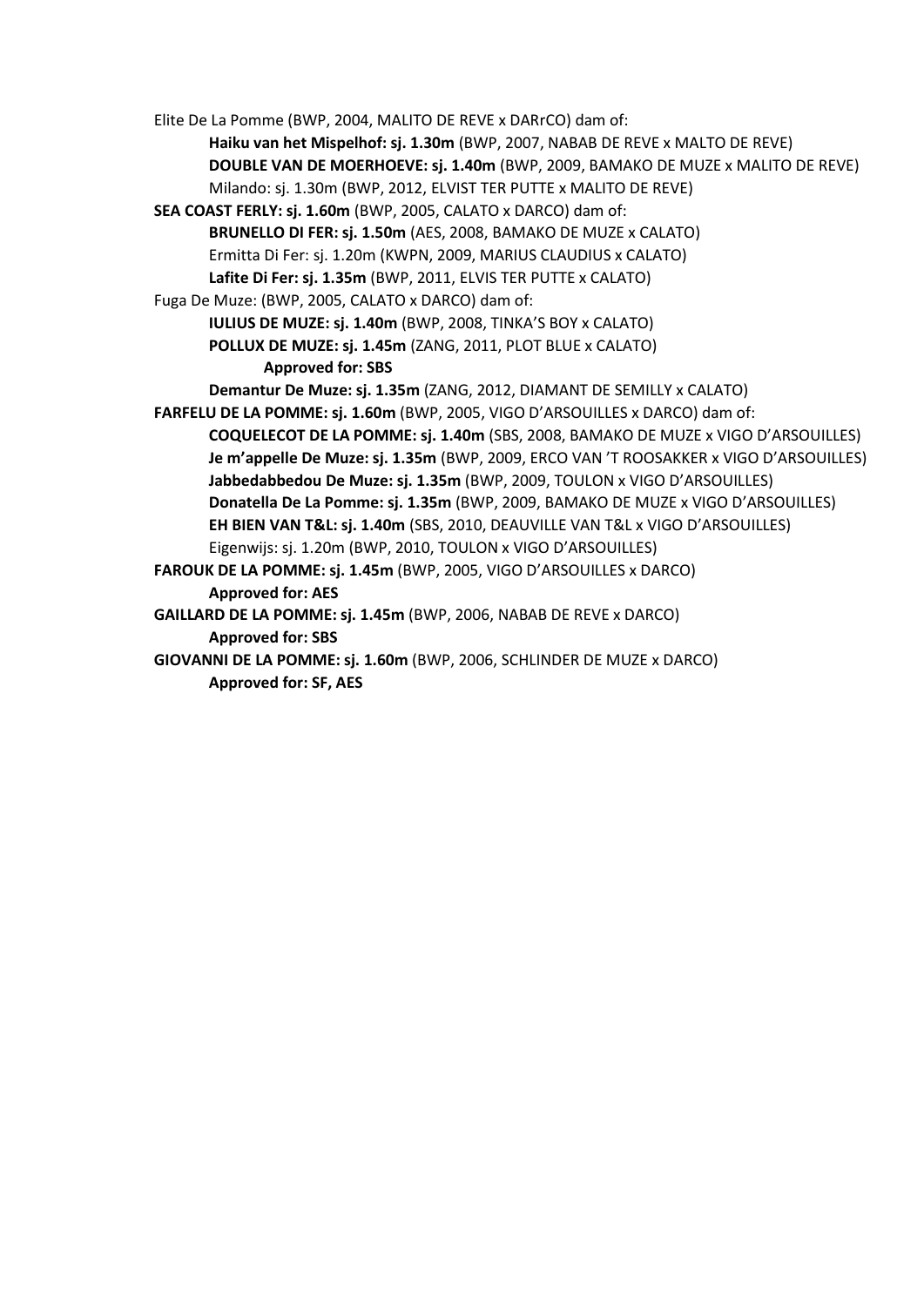Elite De La Pomme (BWP, 2004, MALITO DE REVE x DARrCO) dam of:

- **Haiku van het Mispelhof: sj. 1.30m** (BWP, 2007, NABAB DE REVE x MALTO DE REVE)
- **DOUBLE VAN DE MOERHOEVE: sj. 1.40m** (BWP, 2009, BAMAKO DE MUZE x MALITO DE REVE)
- Milando: sj. 1.30m (BWP, 2012, ELVIST TER PUTTE x MALITO DE REVE)

**SEA COAST FERLY: sj. 1.60m** (BWP, 2005, CALATO x DARCO) dam of:

- **BRUNELLO DI FER: sj. 1.50m** (AES, 2008, BAMAKO DE MUZE x CALATO)
- Ermitta Di Fer: sj. 1.20m (KWPN, 2009, MARIUS CLAUDIUS x CALATO)
- **Lafite Di Fer: sj. 1.35m** (BWP, 2011, ELVIS TER PUTTE x CALATO)

Fuga De Muze: (BWP, 2005, CALATO x DARCO) dam of:

- **IULIUS DE MUZE: sj. 1.40m** (BWP, 2008, TINKA'S BOY x CALATO)
- **POLLUX DE MUZE: sj. 1.45m** (ZANG, 2011, PLOT BLUE x CALATO)
  - **Approved for: SBS**
- **Demantur De Muze: sj. 1.35m** (ZANG, 2012, DIAMANT DE SEMILLY x CALATO)

**FARFELU DE LA POMME: sj. 1.60m** (BWP, 2005, VIGO D'ARSOUILLES x DARCO) dam of:

- **COQUELECOT DE LA POMME: sj. 1.40m** (SBS, 2008, BAMAKO DE MUZE x VIGO D'ARSOUILLES)
- **Je m'appelle De Muze: sj. 1.35m** (BWP, 2009, ERCO VAN 'T ROOSAKKER x VIGO D'ARSOUILLES)
- **Jabbedabbedou De Muze: sj. 1.35m** (BWP, 2009, TOULON x VIGO D'ARSOUILLES)
- **Donatella De La Pomme: sj. 1.35m** (BWP, 2009, BAMAKO DE MUZE x VIGO D'ARSOUILLES)
- **EH BIEN VAN T&L: sj. 1.40m** (SBS, 2010, DEAUVILLE VAN T&L x VIGO D'ARSOUILLES)
- Eigenwijs: sj. 1.20m (BWP, 2010, TOULON x VIGO D'ARSOUILLES)

**FAROUK DE LA POMME: sj. 1.45m** (BWP, 2005, VIGO D'ARSOUILLES x DARCO)

- **Approved for: AES**

**GAILLARD DE LA POMME: sj. 1.45m** (BWP, 2006, NABAB DE REVE x DARCO)

- **Approved for: SBS**

**GIOVANNI DE LA POMME: sj. 1.60m** (BWP, 2006, SCHLINDER DE MUZE x DARCO)

- **Approved for: SF, AES**